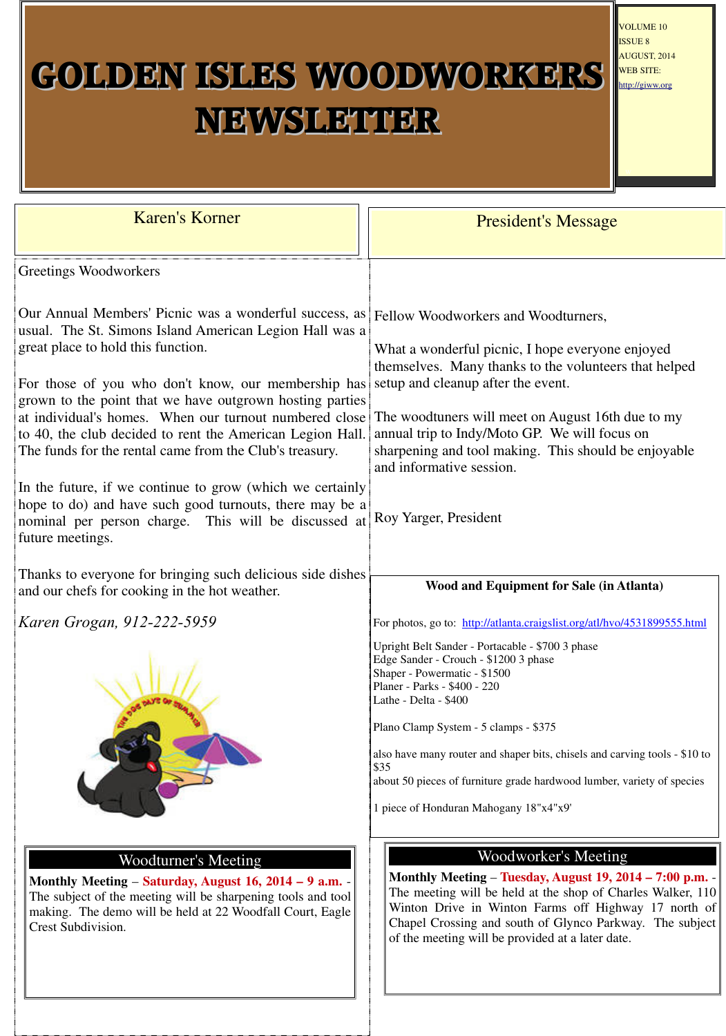# GOLDEN ISLES WOODWORKERS NEWSLETTER

VOLUME 10
ISSUE 8
AUGUST, 2014
WEB SITE:
http://giww.org

## Karen's Korner

Greetings Woodworkers

Our Annual Members' Picnic was a wonderful success, as usual. The St. Simons Island American Legion Hall was a great place to hold this function.

For those of you who don't know, our membership has grown to the point that we have outgrown hosting parties at individual's homes. When our turnout numbered close to 40, the club decided to rent the American Legion Hall. The funds for the rental came from the Club's treasury.

In the future, if we continue to grow (which we certainly hope to do) and have such good turnouts, there may be a nominal per person charge. This will be discussed at future meetings.

Thanks to everyone for bringing such delicious side dishes and our chefs for cooking in the hot weather.

*Karen Grogan, 912-222-5959*

## Woodturner's Meeting

**Monthly Meeting** – **Saturday, August 16, 2014 – 9 a.m.** - The subject of the meeting will be sharpening tools and tool making. The demo will be held at 22 Woodfall Court, Eagle Crest Subdivision.

## President's Message

Fellow Woodworkers and Woodturners,

What a wonderful picnic, I hope everyone enjoyed themselves. Many thanks to the volunteers that helped setup and cleanup after the event.

The woodtuners will meet on August 16th due to my annual trip to Indy/Moto GP. We will focus on sharpening and tool making. This should be enjoyable and informative session.

Roy Yarger, President

### Wood and Equipment for Sale (in Atlanta)

For photos, go to: http://atlanta.craigslist.org/atl/hvo/4531899555.html

Upright Belt Sander - Portacable - $700 3 phase
Edge Sander - Crouch - $1200 3 phase
Shaper - Powermatic - $1500
Planer - Parks - $400 - 220
Lathe - Delta - $400

Plano Clamp System - 5 clamps - $375

also have many router and shaper bits, chisels and carving tools - $10 to $35
about 50 pieces of furniture grade hardwood lumber, variety of species

1 piece of Honduran Mahogany 18"x4"x9'

## Woodworker's Meeting

**Monthly Meeting** – **Tuesday, August 19, 2014 – 7:00 p.m.** - The meeting will be held at the shop of Charles Walker, 110 Winton Drive in Winton Farms off Highway 17 north of Chapel Crossing and south of Glynco Parkway. The subject of the meeting will be provided at a later date.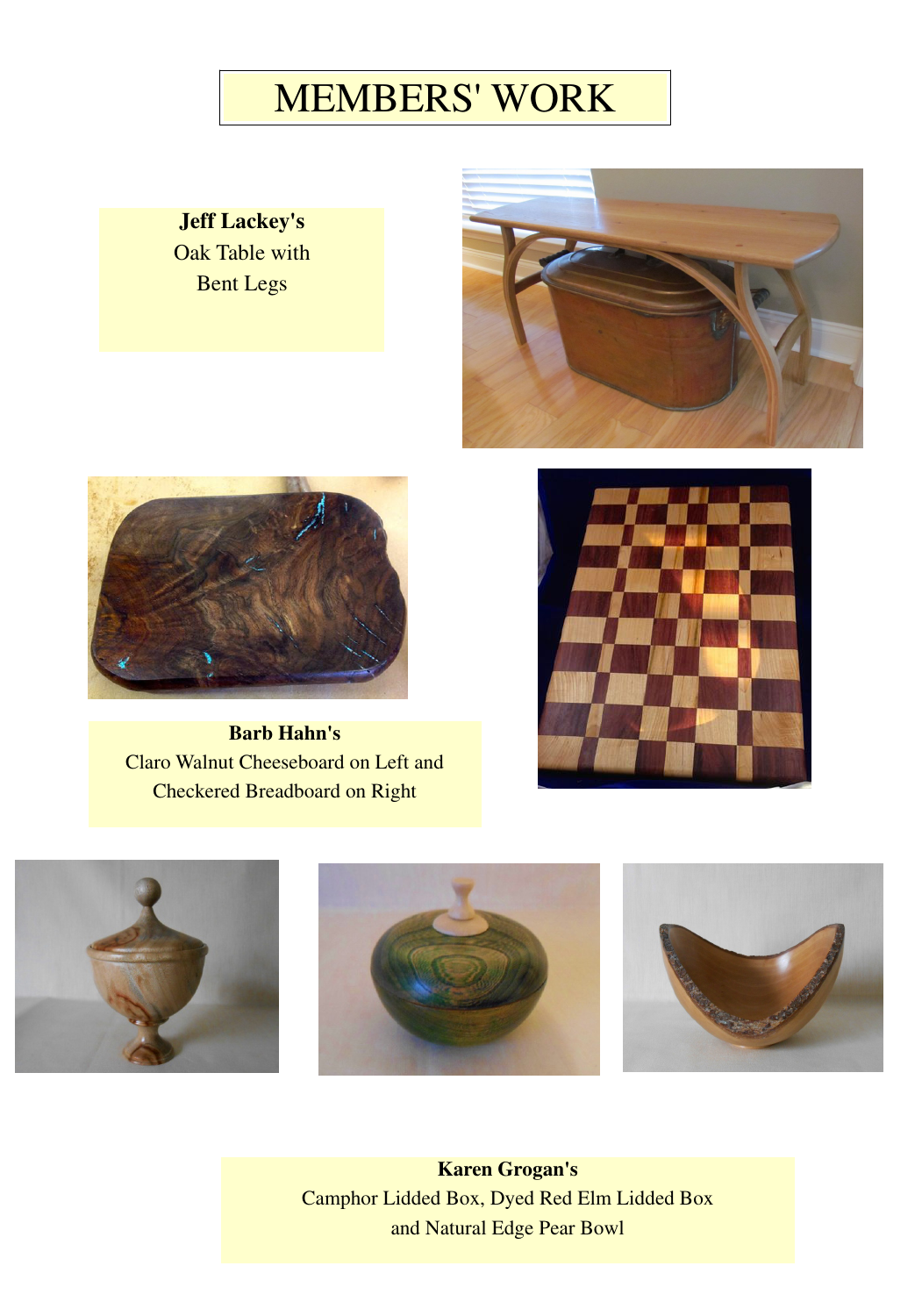# MEMBERS' WORK

**Jeff Lackey's**
Oak Table with
Bent Legs

**Barb Hahn's**
Claro Walnut Cheeseboard on Left and
Checkered Breadboard on Right

**Karen Grogan's**
Camphor Lidded Box, Dyed Red Elm Lidded Box
and Natural Edge Pear Bowl